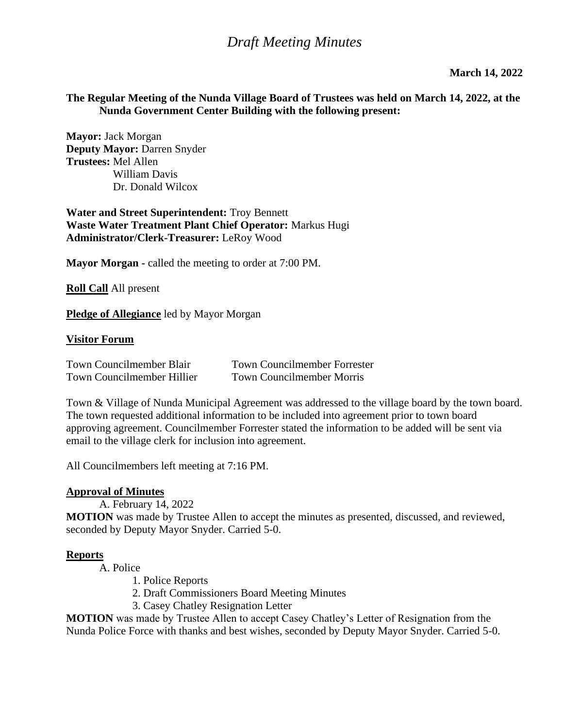# *Draft Meeting Minutes*

**March 14, 2022**

**The Regular Meeting of the Nunda Village Board of Trustees was held on March 14, 2022, at the Nunda Government Center Building with the following present:**

**Mayor:** Jack Morgan
**Deputy Mayor:** Darren Snyder
**Trustees:** Mel Allen
William Davis
Dr. Donald Wilcox

**Water and Street Superintendent:** Troy Bennett
**Waste Water Treatment Plant Chief Operator:** Markus Hugi
**Administrator/Clerk-Treasurer:** LeRoy Wood

**Mayor Morgan -** called the meeting to order at 7:00 PM.

**Roll Call** All present

**Pledge of Allegiance** led by Mayor Morgan

**Visitor Forum**

Town Councilmember Blair
Town Councilmember Forrester
Town Councilmember Hillier
Town Councilmember Morris

Town & Village of Nunda Municipal Agreement was addressed to the village board by the town board. The town requested additional information to be included into agreement prior to town board approving agreement. Councilmember Forrester stated the information to be added will be sent via email to the village clerk for inclusion into agreement.

All Councilmembers left meeting at 7:16 PM.

**Approval of Minutes**

A. February 14, 2022

**MOTION** was made by Trustee Allen to accept the minutes as presented, discussed, and reviewed, seconded by Deputy Mayor Snyder. Carried 5-0.

**Reports**

A. Police
1. Police Reports
2. Draft Commissioners Board Meeting Minutes
3. Casey Chatley Resignation Letter

**MOTION** was made by Trustee Allen to accept Casey Chatley's Letter of Resignation from the Nunda Police Force with thanks and best wishes, seconded by Deputy Mayor Snyder. Carried 5-0.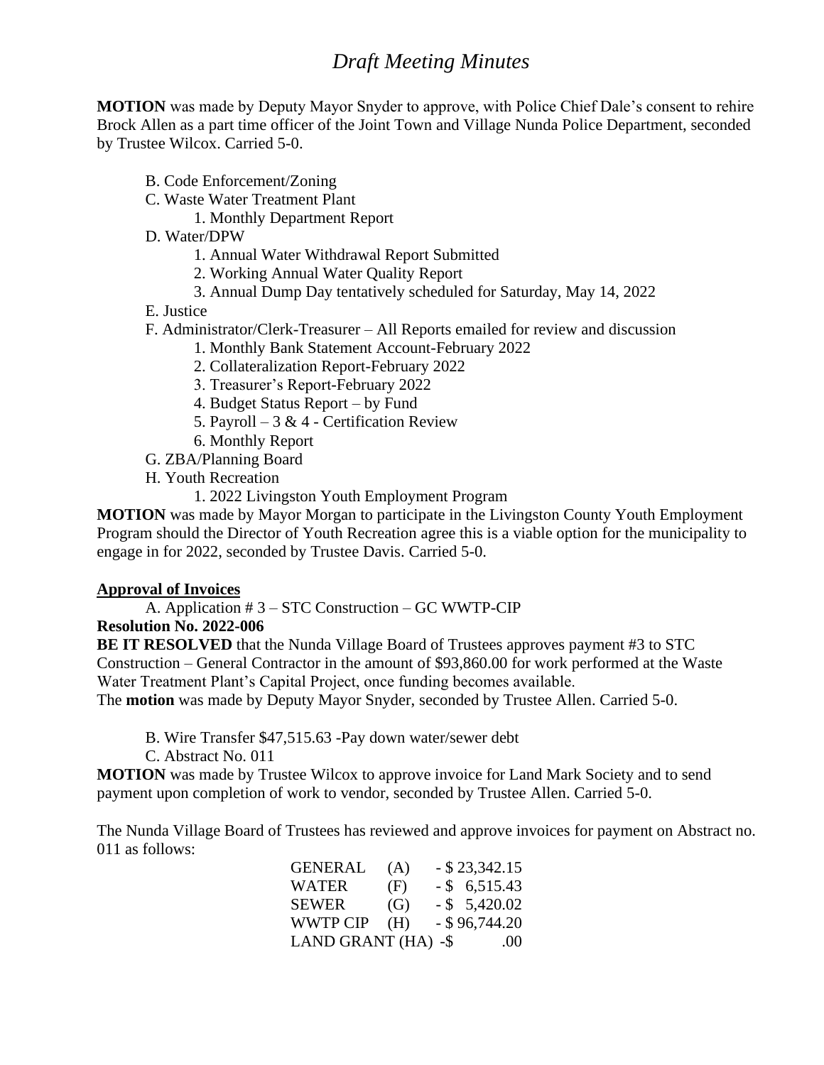# *Draft Meeting Minutes*

**MOTION** was made by Deputy Mayor Snyder to approve, with Police Chief Dale's consent to rehire Brock Allen as a part time officer of the Joint Town and Village Nunda Police Department, seconded by Trustee Wilcox. Carried 5-0.

B. Code Enforcement/Zoning

C. Waste Water Treatment Plant

1. Monthly Department Report

D. Water/DPW

1. Annual Water Withdrawal Report Submitted
2. Working Annual Water Quality Report
3. Annual Dump Day tentatively scheduled for Saturday, May 14, 2022

E. Justice

F. Administrator/Clerk-Treasurer – All Reports emailed for review and discussion

1. Monthly Bank Statement Account-February 2022
2. Collateralization Report-February 2022
3. Treasurer's Report-February 2022
4. Budget Status Report – by Fund
5. Payroll – 3 & 4 - Certification Review
6. Monthly Report

G. ZBA/Planning Board

H. Youth Recreation

1. 2022 Livingston Youth Employment Program

**MOTION** was made by Mayor Morgan to participate in the Livingston County Youth Employment Program should the Director of Youth Recreation agree this is a viable option for the municipality to engage in for 2022, seconded by Trustee Davis. Carried 5-0.

**Approval of Invoices**

A. Application # 3 – STC Construction – GC WWTP-CIP

**Resolution No. 2022-006**

**BE IT RESOLVED** that the Nunda Village Board of Trustees approves payment #3 to STC Construction – General Contractor in the amount of $93,860.00 for work performed at the Waste Water Treatment Plant's Capital Project, once funding becomes available.
The **motion** was made by Deputy Mayor Snyder, seconded by Trustee Allen. Carried 5-0.

B. Wire Transfer $47,515.63 -Pay down water/sewer debt

C. Abstract No. 011

**MOTION** was made by Trustee Wilcox to approve invoice for Land Mark Society and to send payment upon completion of work to vendor, seconded by Trustee Allen. Carried 5-0.

The Nunda Village Board of Trustees has reviewed and approve invoices for payment on Abstract no. 011 as follows:

| | | |
|---|---|---|
| GENERAL | (A) | - $ 23,342.15 |
| WATER | (F) | - $ 6,515.43 |
| SEWER | (G) | - $ 5,420.02 |
| WWTP CIP | (H) | - $ 96,744.20 |
| LAND GRANT | (HA) | -$ .00 |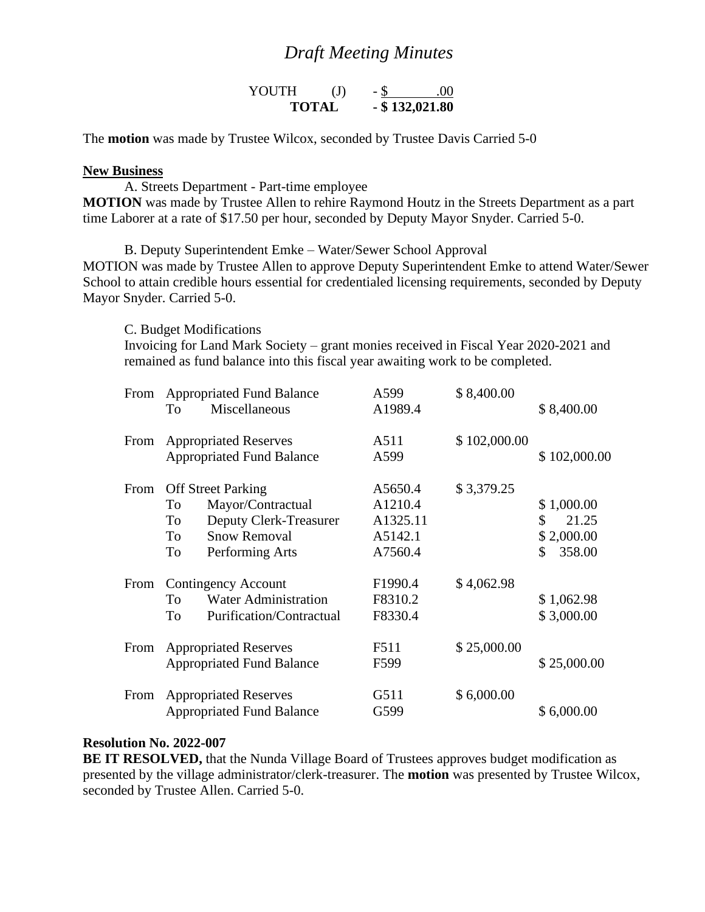# *Draft Meeting Minutes*

| | | |
|---|---|---|
| YOUTH | (J) | - $ .00 |
| **TOTAL** | | **- $ 132,021.80** |

The **motion** was made by Trustee Wilcox, seconded by Trustee Davis Carried 5-0

**New Business**

A. Streets Department - Part-time employee

**MOTION** was made by Trustee Allen to rehire Raymond Houtz in the Streets Department as a part time Laborer at a rate of $17.50 per hour, seconded by Deputy Mayor Snyder. Carried 5-0.

B. Deputy Superintendent Emke – Water/Sewer School Approval

MOTION was made by Trustee Allen to approve Deputy Superintendent Emke to attend Water/Sewer School to attain credible hours essential for credentialed licensing requirements, seconded by Deputy Mayor Snyder. Carried 5-0.

C. Budget Modifications

Invoicing for Land Mark Society – grant monies received in Fiscal Year 2020-2021 and remained as fund balance into this fiscal year awaiting work to be completed.

| | | | | |
|---|---|---|---|---|
| From | Appropriated Fund Balance | A599 | $ 8,400.00 | |
| | To Miscellaneous | A1989.4 | | $ 8,400.00 |
| From | Appropriated Reserves | A511 | $ 102,000.00 | |
| | Appropriated Fund Balance | A599 | | $ 102,000.00 |
| From | Off Street Parking | A5650.4 | $ 3,379.25 | |
| | To Mayor/Contractual | A1210.4 | | $ 1,000.00 |
| | To Deputy Clerk-Treasurer | A1325.11 | | $ 21.25 |
| | To Snow Removal | A5142.1 | | $ 2,000.00 |
| | To Performing Arts | A7560.4 | | $ 358.00 |
| From | Contingency Account | F1990.4 | $ 4,062.98 | |
| | To Water Administration | F8310.2 | | $ 1,062.98 |
| | To Purification/Contractual | F8330.4 | | $ 3,000.00 |
| From | Appropriated Reserves | F511 | $ 25,000.00 | |
| | Appropriated Fund Balance | F599 | | $ 25,000.00 |
| From | Appropriated Reserves | G511 | $ 6,000.00 | |
| | Appropriated Fund Balance | G599 | | $ 6,000.00 |

**Resolution No. 2022-007**

**BE IT RESOLVED,** that the Nunda Village Board of Trustees approves budget modification as presented by the village administrator/clerk-treasurer. The **motion** was presented by Trustee Wilcox, seconded by Trustee Allen. Carried 5-0.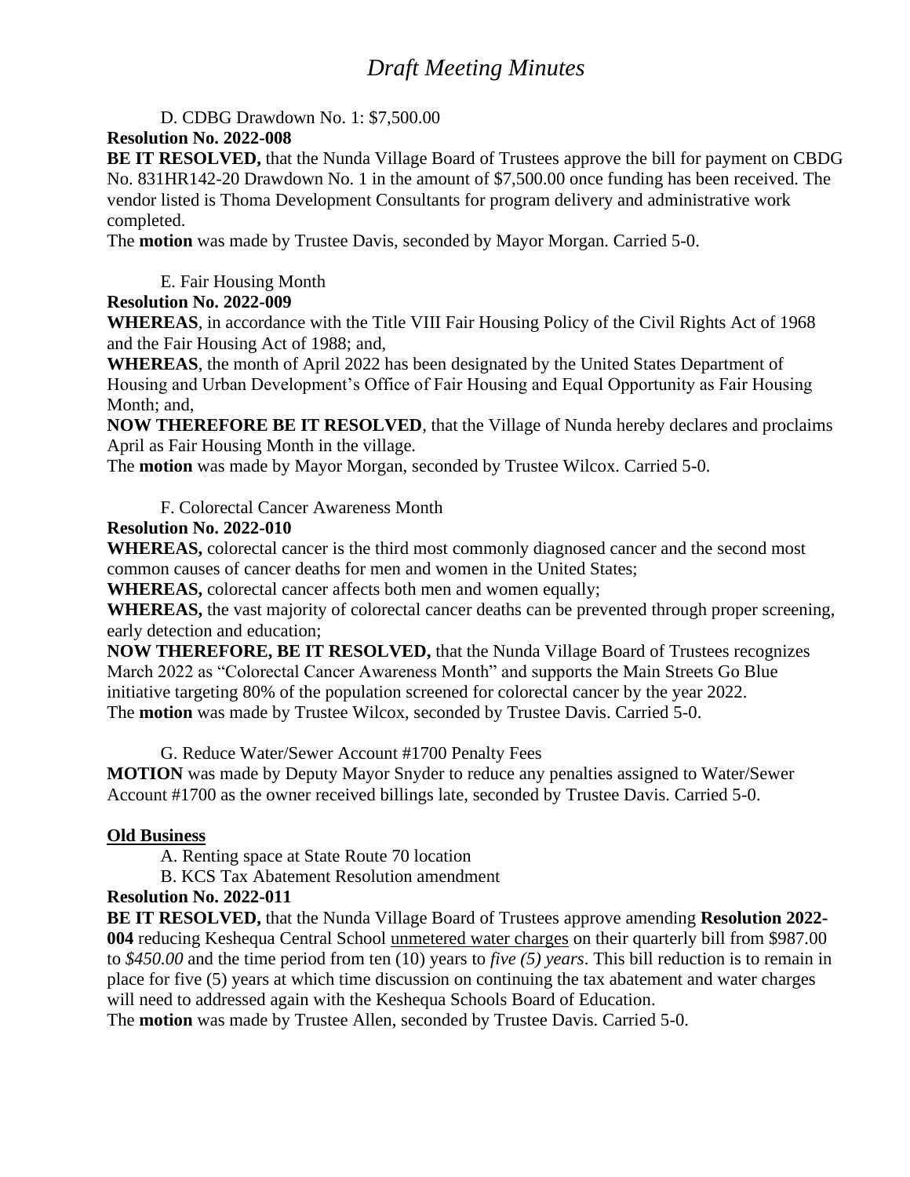# *Draft Meeting Minutes*

D. CDBG Drawdown No. 1: $7,500.00

**Resolution No. 2022-008**

**BE IT RESOLVED,** that the Nunda Village Board of Trustees approve the bill for payment on CBDG No. 831HR142-20 Drawdown No. 1 in the amount of $7,500.00 once funding has been received. The vendor listed is Thoma Development Consultants for program delivery and administrative work completed.

The **motion** was made by Trustee Davis, seconded by Mayor Morgan. Carried 5-0.

E. Fair Housing Month

**Resolution No. 2022-009**

**WHEREAS**, in accordance with the Title VIII Fair Housing Policy of the Civil Rights Act of 1968 and the Fair Housing Act of 1988; and,

**WHEREAS**, the month of April 2022 has been designated by the United States Department of Housing and Urban Development's Office of Fair Housing and Equal Opportunity as Fair Housing Month; and,

**NOW THEREFORE BE IT RESOLVED**, that the Village of Nunda hereby declares and proclaims April as Fair Housing Month in the village.

The **motion** was made by Mayor Morgan, seconded by Trustee Wilcox. Carried 5-0.

F. Colorectal Cancer Awareness Month

**Resolution No. 2022-010**

**WHEREAS,** colorectal cancer is the third most commonly diagnosed cancer and the second most common causes of cancer deaths for men and women in the United States;

**WHEREAS,** colorectal cancer affects both men and women equally;

**WHEREAS,** the vast majority of colorectal cancer deaths can be prevented through proper screening, early detection and education;

**NOW THEREFORE, BE IT RESOLVED,** that the Nunda Village Board of Trustees recognizes March 2022 as "Colorectal Cancer Awareness Month" and supports the Main Streets Go Blue initiative targeting 80% of the population screened for colorectal cancer by the year 2022.

The **motion** was made by Trustee Wilcox, seconded by Trustee Davis. Carried 5-0.

G. Reduce Water/Sewer Account #1700 Penalty Fees

**MOTION** was made by Deputy Mayor Snyder to reduce any penalties assigned to Water/Sewer Account #1700 as the owner received billings late, seconded by Trustee Davis. Carried 5-0.

**<u>Old Business</u>**

A. Renting space at State Route 70 location

B. KCS Tax Abatement Resolution amendment

**Resolution No. 2022-011**

**BE IT RESOLVED,** that the Nunda Village Board of Trustees approve amending **Resolution 2022-004** reducing Keshequa Central School <u>unmetered water charges</u> on their quarterly bill from $987.00 to *$450.00* and the time period from ten (10) years to *five (5) years*. This bill reduction is to remain in place for five (5) years at which time discussion on continuing the tax abatement and water charges will need to addressed again with the Keshequa Schools Board of Education.

The **motion** was made by Trustee Allen, seconded by Trustee Davis. Carried 5-0.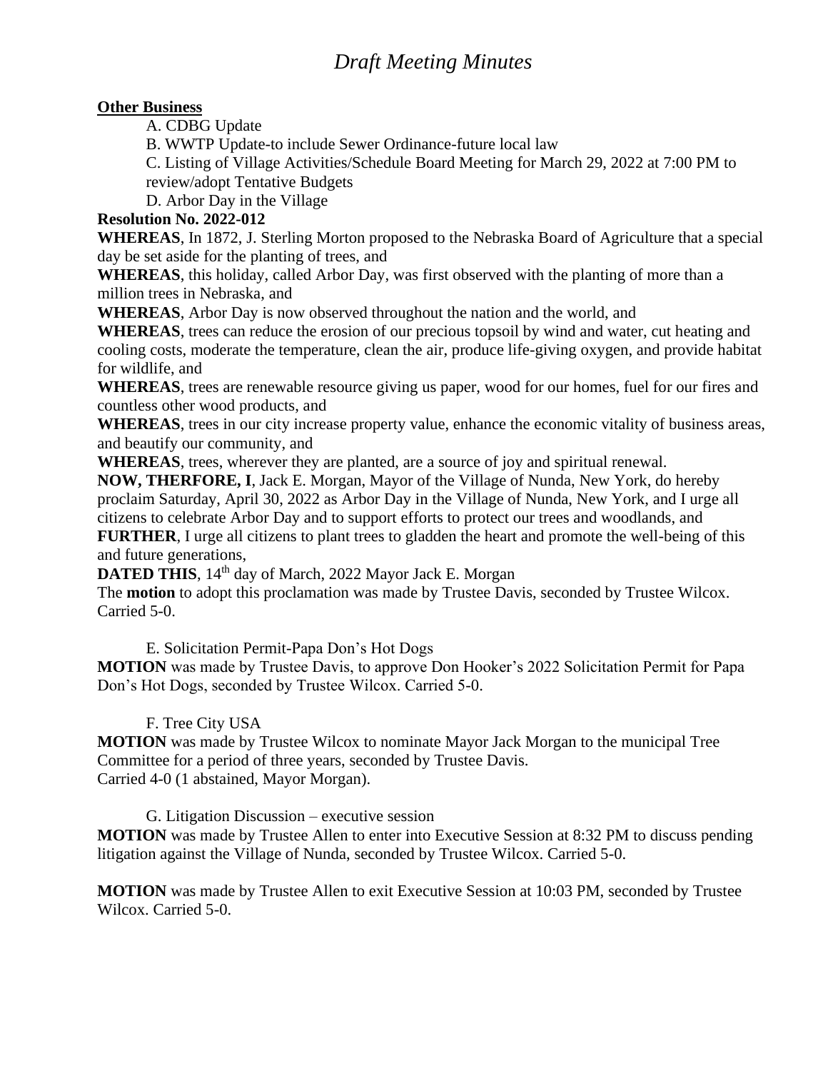# *Draft Meeting Minutes*

**Other Business**

A. CDBG Update

B. WWTP Update-to include Sewer Ordinance-future local law

C. Listing of Village Activities/Schedule Board Meeting for March 29, 2022 at 7:00 PM to review/adopt Tentative Budgets

D. Arbor Day in the Village

**Resolution No. 2022-012**

**WHEREAS**, In 1872, J. Sterling Morton proposed to the Nebraska Board of Agriculture that a special day be set aside for the planting of trees, and

**WHEREAS**, this holiday, called Arbor Day, was first observed with the planting of more than a million trees in Nebraska, and

**WHEREAS**, Arbor Day is now observed throughout the nation and the world, and

**WHEREAS**, trees can reduce the erosion of our precious topsoil by wind and water, cut heating and cooling costs, moderate the temperature, clean the air, produce life-giving oxygen, and provide habitat for wildlife, and

**WHEREAS**, trees are renewable resource giving us paper, wood for our homes, fuel for our fires and countless other wood products, and

**WHEREAS**, trees in our city increase property value, enhance the economic vitality of business areas, and beautify our community, and

**WHEREAS**, trees, wherever they are planted, are a source of joy and spiritual renewal.

**NOW, THERFORE, I**, Jack E. Morgan, Mayor of the Village of Nunda, New York, do hereby proclaim Saturday, April 30, 2022 as Arbor Day in the Village of Nunda, New York, and I urge all citizens to celebrate Arbor Day and to support efforts to protect our trees and woodlands, and

**FURTHER**, I urge all citizens to plant trees to gladden the heart and promote the well-being of this and future generations,

**DATED THIS**, 14th day of March, 2022 Mayor Jack E. Morgan

The **motion** to adopt this proclamation was made by Trustee Davis, seconded by Trustee Wilcox. Carried 5-0.

E. Solicitation Permit-Papa Don's Hot Dogs

**MOTION** was made by Trustee Davis, to approve Don Hooker's 2022 Solicitation Permit for Papa Don's Hot Dogs, seconded by Trustee Wilcox. Carried 5-0.

F. Tree City USA

**MOTION** was made by Trustee Wilcox to nominate Mayor Jack Morgan to the municipal Tree Committee for a period of three years, seconded by Trustee Davis.
Carried 4-0 (1 abstained, Mayor Morgan).

G. Litigation Discussion – executive session

**MOTION** was made by Trustee Allen to enter into Executive Session at 8:32 PM to discuss pending litigation against the Village of Nunda, seconded by Trustee Wilcox. Carried 5-0.

**MOTION** was made by Trustee Allen to exit Executive Session at 10:03 PM, seconded by Trustee Wilcox. Carried 5-0.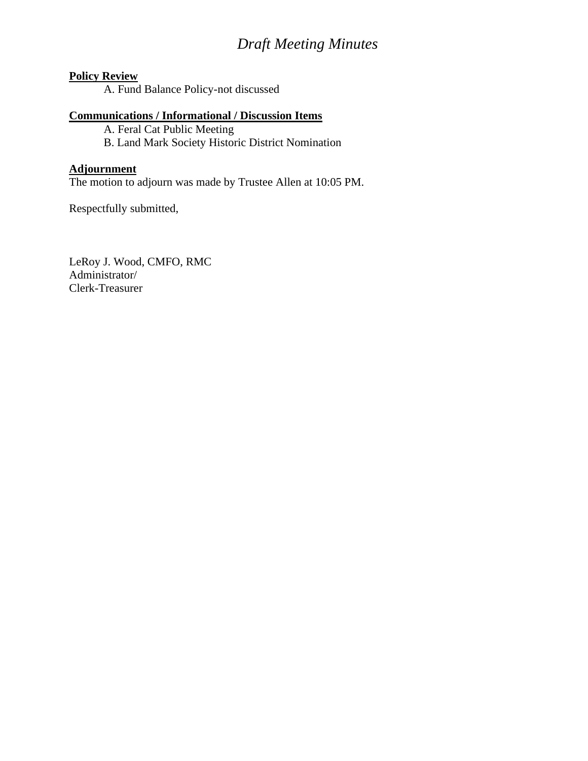**Policy Review**

A. Fund Balance Policy-not discussed

**Communications / Informational / Discussion Items**

A. Feral Cat Public Meeting
B. Land Mark Society Historic District Nomination

**Adjournment**

The motion to adjourn was made by Trustee Allen at 10:05 PM.

Respectfully submitted,

LeRoy J. Wood, CMFO, RMC
Administrator/
Clerk-Treasurer